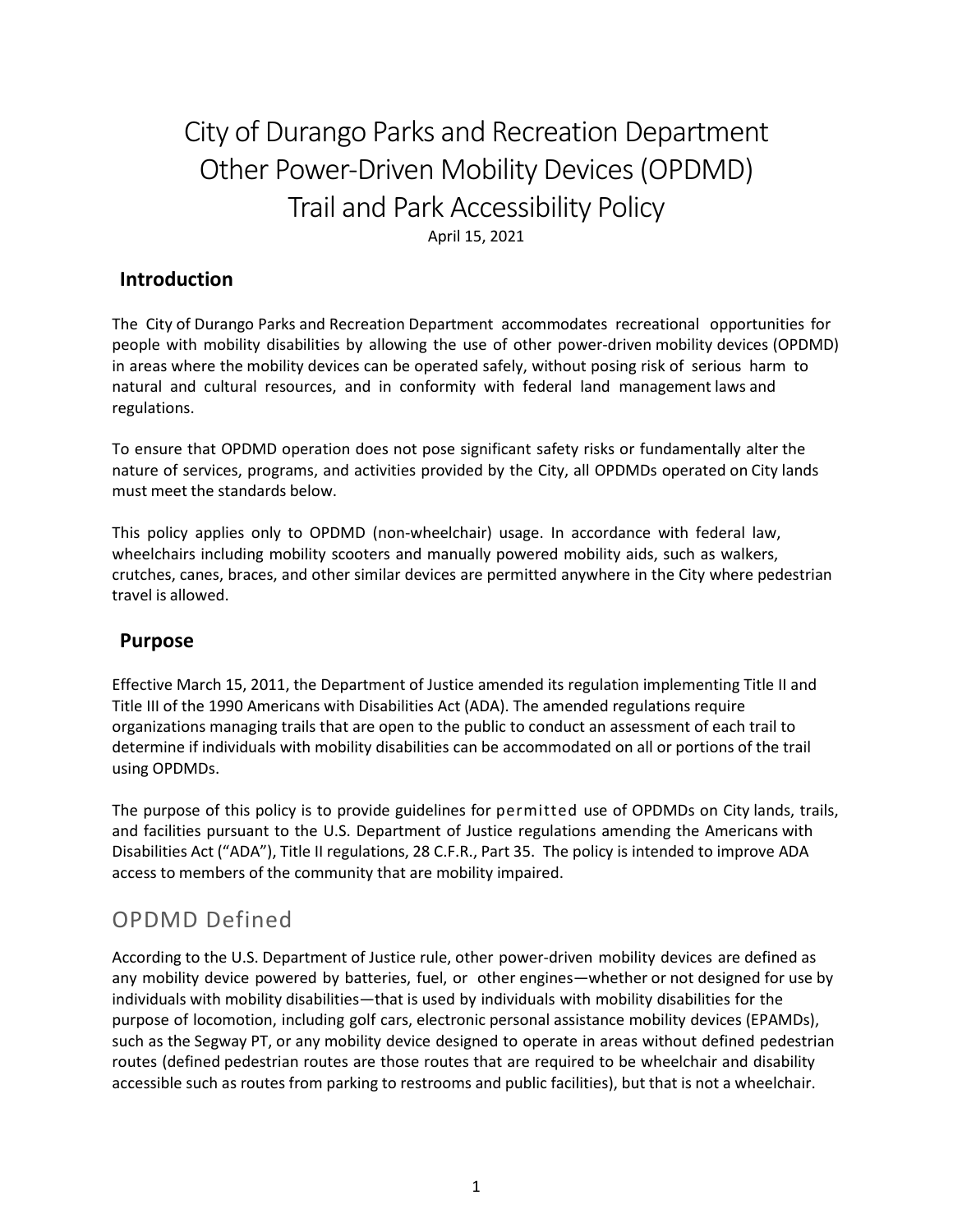# City of Durango Parks and Recreation Department Other Power-Driven Mobility Devices (OPDMD) Trail and Park Accessibility Policy

April 15, 2021

## Introduction

The City of Durango Parks and Recreation Department accommodates recreational opportunities for people with mobility disabilities by allowing the use of other power-driven mobility devices (OPDMD) in areas where the mobility devices can be operated safely, without posing risk of serious harm to natural and cultural resources, and in conformity with federal land management laws and regulations.

To ensure that OPDMD operation does not pose significant safety risks or fundamentally alter the nature of services, programs, and activities provided by the City, all OPDMDs operated on City lands must meet the standards below.

This policy applies only to OPDMD (non-wheelchair) usage. In accordance with federal law, wheelchairs including mobility scooters and manually powered mobility aids, such as walkers, crutches, canes, braces, and other similar devices are permitted anywhere in the City where pedestrian travel is allowed.

## Purpose

Effective March 15, 2011, the Department of Justice amended its regulation implementing Title II and Title III of the 1990 Americans with Disabilities Act (ADA). The amended regulations require organizations managing trails that are open to the public to conduct an assessment of each trail to determine if individuals with mobility disabilities can be accommodated on all or portions of the trail using OPDMDs.

The purpose of this policy is to provide guidelines for permitted use of OPDMDs on City lands, trails, and facilities pursuant to the U.S. Department of Justice regulations amending the Americans with Disabilities Act ("ADA"), Title II regulations, 28 C.F.R., Part 35. The policy is intended to improve ADA access to members of the community that are mobility impaired.

## OPDMD Defined

According to the U.S. Department of Justice rule, other power-driven mobility devices are defined as any mobility device powered by batteries, fuel, or other engines—whether or not designed for use by individuals with mobility disabilities—that is used by individuals with mobility disabilities for the purpose of locomotion, including golf cars, electronic personal assistance mobility devices (EPAMDs), such as the Segway PT, or any mobility device designed to operate in areas without defined pedestrian routes (defined pedestrian routes are those routes that are required to be wheelchair and disability accessible such as routes from parking to restrooms and public facilities), but that is not a wheelchair.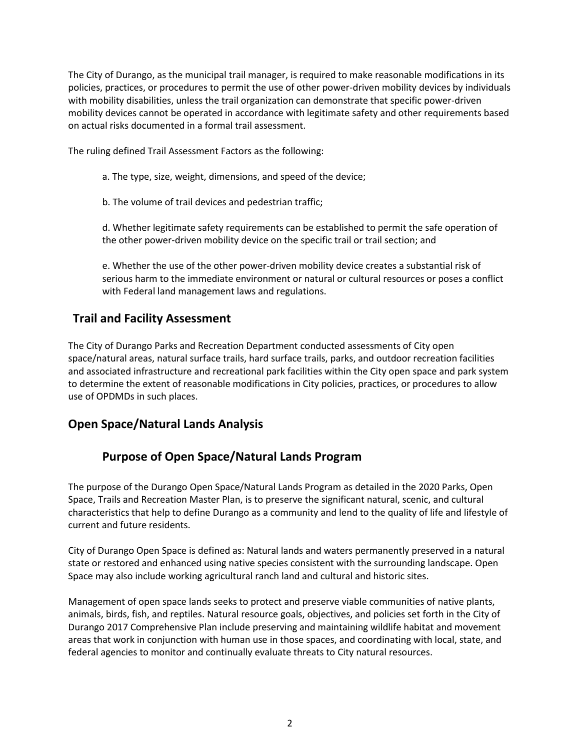The City of Durango, as the municipal trail manager, is required to make reasonable modifications in its policies, practices, or procedures to permit the use of other power-driven mobility devices by individuals with mobility disabilities, unless the trail organization can demonstrate that specific power-driven mobility devices cannot be operated in accordance with legitimate safety and other requirements based on actual risks documented in a formal trail assessment.

The ruling defined Trail Assessment Factors as the following:

> a. The type, size, weight, dimensions, and speed of the device;
>
> b. The volume of trail devices and pedestrian traffic;
>
> d. Whether legitimate safety requirements can be established to permit the safe operation of the other power-driven mobility device on the specific trail or trail section; and
>
> e. Whether the use of the other power-driven mobility device creates a substantial risk of serious harm to the immediate environment or natural or cultural resources or poses a conflict with Federal land management laws and regulations.

## Trail and Facility Assessment

The City of Durango Parks and Recreation Department conducted assessments of City open space/natural areas, natural surface trails, hard surface trails, parks, and outdoor recreation facilities and associated infrastructure and recreational park facilities within the City open space and park system to determine the extent of reasonable modifications in City policies, practices, or procedures to allow use of OPDMDs in such places.

## Open Space/Natural Lands Analysis

### Purpose of Open Space/Natural Lands Program

The purpose of the Durango Open Space/Natural Lands Program as detailed in the 2020 Parks, Open Space, Trails and Recreation Master Plan, is to preserve the significant natural, scenic, and cultural characteristics that help to define Durango as a community and lend to the quality of life and lifestyle of current and future residents.

City of Durango Open Space is defined as: Natural lands and waters permanently preserved in a natural state or restored and enhanced using native species consistent with the surrounding landscape. Open Space may also include working agricultural ranch land and cultural and historic sites.

Management of open space lands seeks to protect and preserve viable communities of native plants, animals, birds, fish, and reptiles. Natural resource goals, objectives, and policies set forth in the City of Durango 2017 Comprehensive Plan include preserving and maintaining wildlife habitat and movement areas that work in conjunction with human use in those spaces, and coordinating with local, state, and federal agencies to monitor and continually evaluate threats to City natural resources.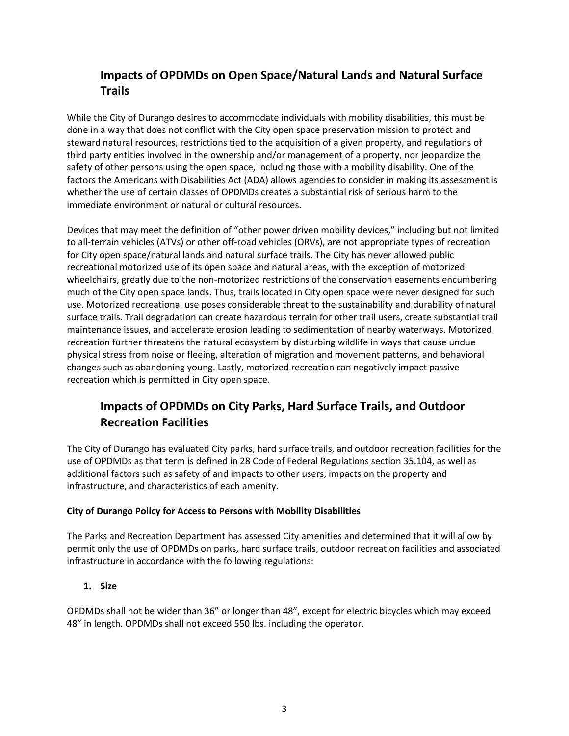## Impacts of OPDMDs on Open Space/Natural Lands and Natural Surface Trails

While the City of Durango desires to accommodate individuals with mobility disabilities, this must be done in a way that does not conflict with the City open space preservation mission to protect and steward natural resources, restrictions tied to the acquisition of a given property, and regulations of third party entities involved in the ownership and/or management of a property, nor jeopardize the safety of other persons using the open space, including those with a mobility disability. One of the factors the Americans with Disabilities Act (ADA) allows agencies to consider in making its assessment is whether the use of certain classes of OPDMDs creates a substantial risk of serious harm to the immediate environment or natural or cultural resources.

Devices that may meet the definition of "other power driven mobility devices," including but not limited to all-terrain vehicles (ATVs) or other off-road vehicles (ORVs), are not appropriate types of recreation for City open space/natural lands and natural surface trails. The City has never allowed public recreational motorized use of its open space and natural areas, with the exception of motorized wheelchairs, greatly due to the non-motorized restrictions of the conservation easements encumbering much of the City open space lands. Thus, trails located in City open space were never designed for such use. Motorized recreational use poses considerable threat to the sustainability and durability of natural surface trails. Trail degradation can create hazardous terrain for other trail users, create substantial trail maintenance issues, and accelerate erosion leading to sedimentation of nearby waterways. Motorized recreation further threatens the natural ecosystem by disturbing wildlife in ways that cause undue physical stress from noise or fleeing, alteration of migration and movement patterns, and behavioral changes such as abandoning young. Lastly, motorized recreation can negatively impact passive recreation which is permitted in City open space.

## Impacts of OPDMDs on City Parks, Hard Surface Trails, and Outdoor Recreation Facilities

The City of Durango has evaluated City parks, hard surface trails, and outdoor recreation facilities for the use of OPDMDs as that term is defined in 28 Code of Federal Regulations section 35.104, as well as additional factors such as safety of and impacts to other users, impacts on the property and infrastructure, and characteristics of each amenity.

**City of Durango Policy for Access to Persons with Mobility Disabilities**

The Parks and Recreation Department has assessed City amenities and determined that it will allow by permit only the use of OPDMDs on parks, hard surface trails, outdoor recreation facilities and associated infrastructure in accordance with the following regulations:

1. **Size**

OPDMDs shall not be wider than 36" or longer than 48", except for electric bicycles which may exceed 48" in length. OPDMDs shall not exceed 550 lbs. including the operator.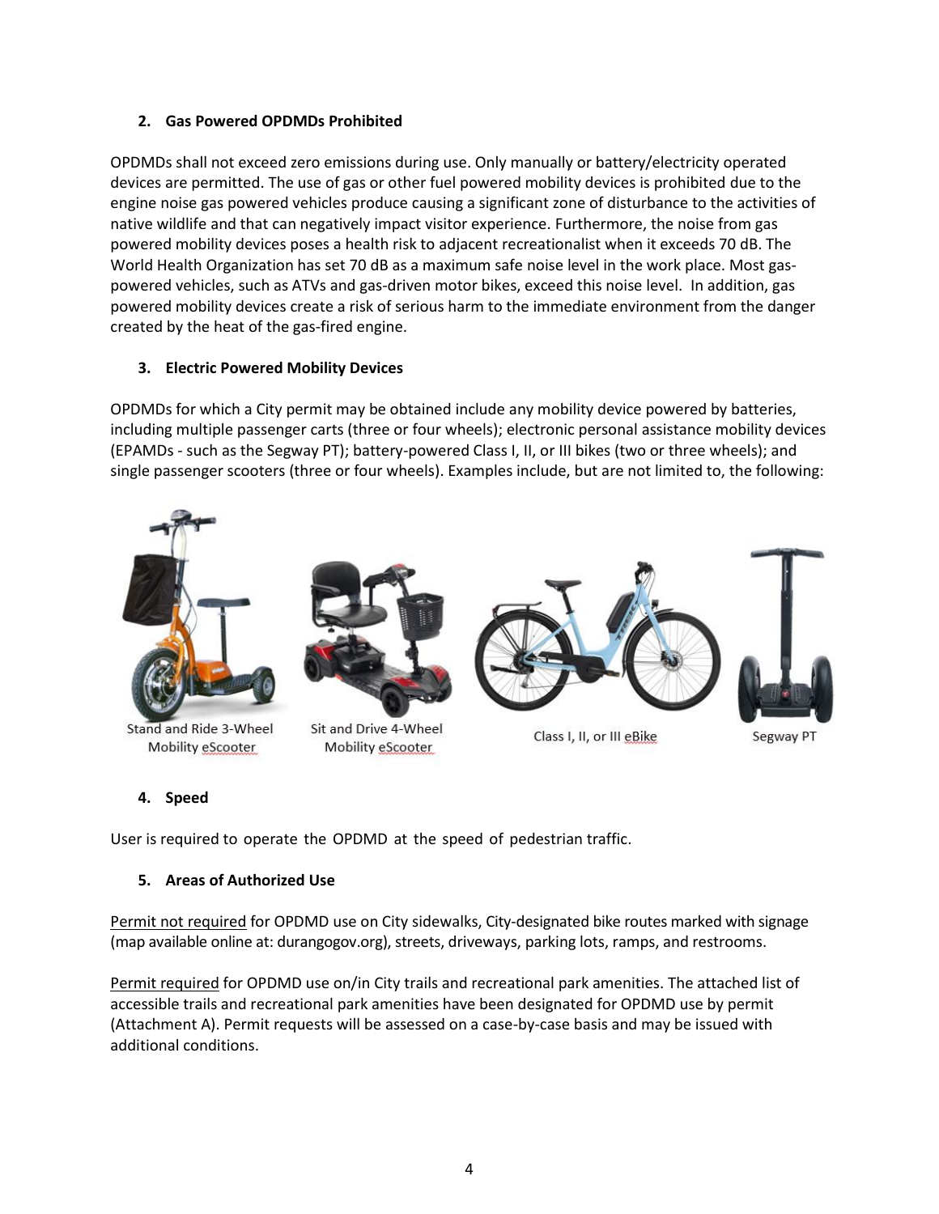### 2. Gas Powered OPDMDs Prohibited

OPDMDs shall not exceed zero emissions during use. Only manually or battery/electricity operated devices are permitted. The use of gas or other fuel powered mobility devices is prohibited due to the engine noise gas powered vehicles produce causing a significant zone of disturbance to the activities of native wildlife and that can negatively impact visitor experience. Furthermore, the noise from gas powered mobility devices poses a health risk to adjacent recreationalist when it exceeds 70 dB. The World Health Organization has set 70 dB as a maximum safe noise level in the work place. Most gas-powered vehicles, such as ATVs and gas-driven motor bikes, exceed this noise level. In addition, gas powered mobility devices create a risk of serious harm to the immediate environment from the danger created by the heat of the gas-fired engine.

### 3. Electric Powered Mobility Devices

OPDMDs for which a City permit may be obtained include any mobility device powered by batteries, including multiple passenger carts (three or four wheels); electronic personal assistance mobility devices (EPAMDs - such as the Segway PT); battery-powered Class I, II, or III bikes (two or three wheels); and single passenger scooters (three or four wheels). Examples include, but are not limited to, the following:

Stand and Ride 3-Wheel Mobility eScooter

Sit and Drive 4-Wheel Mobility eScooter

Class I, II, or III eBike

Segway PT

### 4. Speed

User is required to operate the OPDMD at the speed of pedestrian traffic.

### 5. Areas of Authorized Use

Permit not required for OPDMD use on City sidewalks, City-designated bike routes marked with signage (map available online at: durangogov.org), streets, driveways, parking lots, ramps, and restrooms.

Permit required for OPDMD use on/in City trails and recreational park amenities. The attached list of accessible trails and recreational park amenities have been designated for OPDMD use by permit (Attachment A). Permit requests will be assessed on a case-by-case basis and may be issued with additional conditions.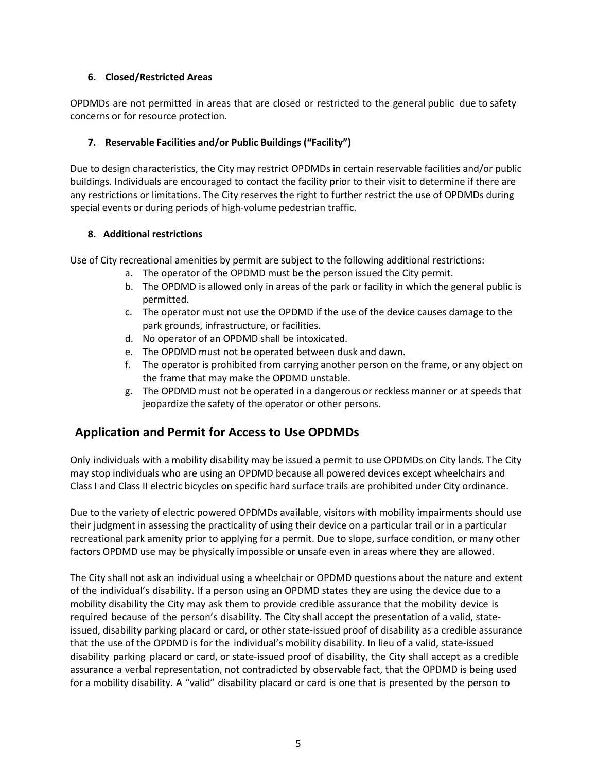#### 6. Closed/Restricted Areas

OPDMDs are not permitted in areas that are closed or restricted to the general public due to safety concerns or for resource protection.

#### 7. Reservable Facilities and/or Public Buildings ("Facility")

Due to design characteristics, the City may restrict OPDMDs in certain reservable facilities and/or public buildings. Individuals are encouraged to contact the facility prior to their visit to determine if there are any restrictions or limitations. The City reserves the right to further restrict the use of OPDMDs during special events or during periods of high-volume pedestrian traffic.

#### 8. Additional restrictions

Use of City recreational amenities by permit are subject to the following additional restrictions:

a. The operator of the OPDMD must be the person issued the City permit.
b. The OPDMD is allowed only in areas of the park or facility in which the general public is permitted.
c. The operator must not use the OPDMD if the use of the device causes damage to the park grounds, infrastructure, or facilities.
d. No operator of an OPDMD shall be intoxicated.
e. The OPDMD must not be operated between dusk and dawn.
f. The operator is prohibited from carrying another person on the frame, or any object on the frame that may make the OPDMD unstable.
g. The OPDMD must not be operated in a dangerous or reckless manner or at speeds that jeopardize the safety of the operator or other persons.

## Application and Permit for Access to Use OPDMDs

Only individuals with a mobility disability may be issued a permit to use OPDMDs on City lands. The City may stop individuals who are using an OPDMD because all powered devices except wheelchairs and Class I and Class II electric bicycles on specific hard surface trails are prohibited under City ordinance.

Due to the variety of electric powered OPDMDs available, visitors with mobility impairments should use their judgment in assessing the practicality of using their device on a particular trail or in a particular recreational park amenity prior to applying for a permit. Due to slope, surface condition, or many other factors OPDMD use may be physically impossible or unsafe even in areas where they are allowed.

The City shall not ask an individual using a wheelchair or OPDMD questions about the nature and extent of the individual's disability. If a person using an OPDMD states they are using the device due to a mobility disability the City may ask them to provide credible assurance that the mobility device is required because of the person's disability. The City shall accept the presentation of a valid, state-issued, disability parking placard or card, or other state-issued proof of disability as a credible assurance that the use of the OPDMD is for the individual's mobility disability. In lieu of a valid, state-issued disability parking placard or card, or state-issued proof of disability, the City shall accept as a credible assurance a verbal representation, not contradicted by observable fact, that the OPDMD is being used for a mobility disability. A "valid" disability placard or card is one that is presented by the person to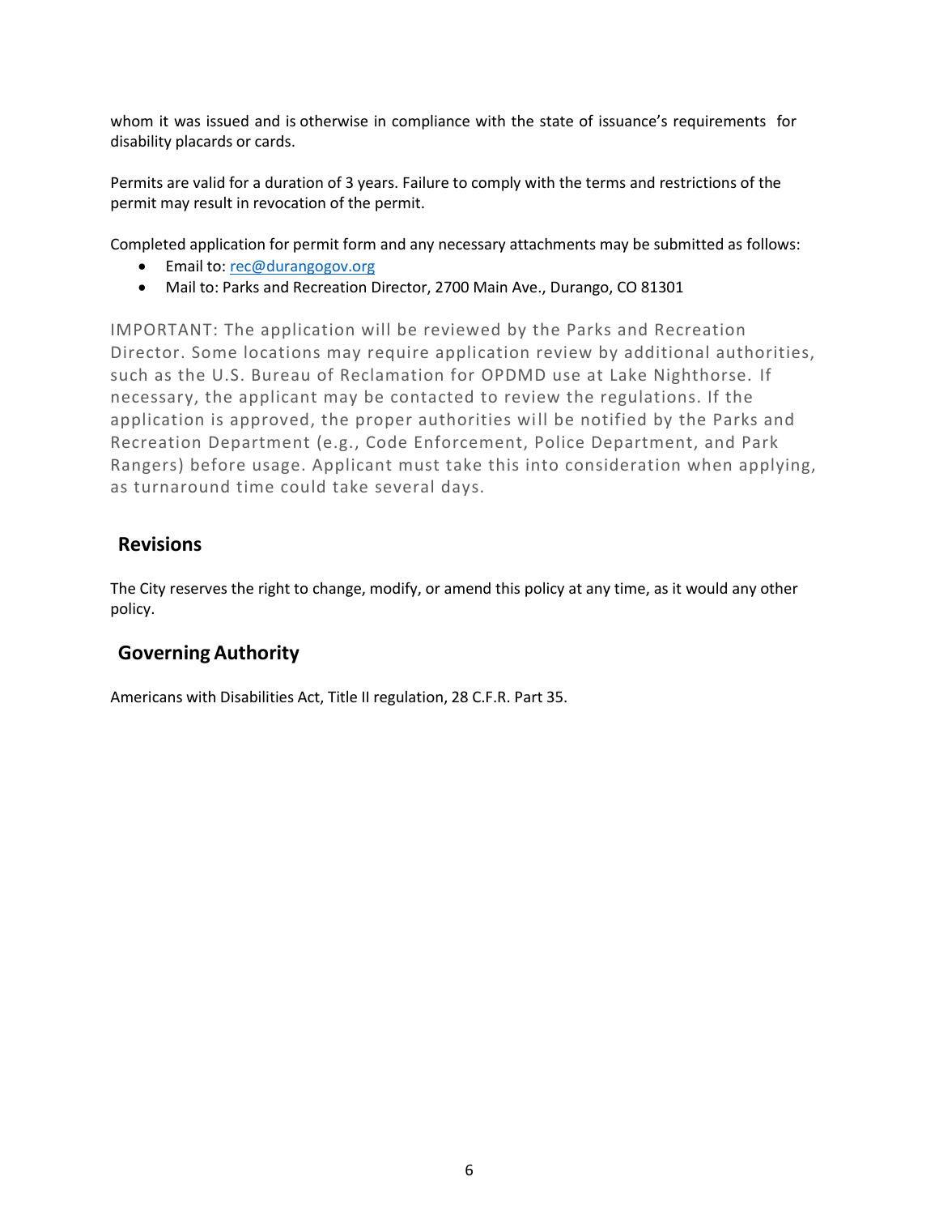whom it was issued and is otherwise in compliance with the state of issuance's requirements for disability placards or cards.

Permits are valid for a duration of 3 years. Failure to comply with the terms and restrictions of the permit may result in revocation of the permit.

Completed application for permit form and any necessary attachments may be submitted as follows:

- Email to: rec@durangogov.org
- Mail to: Parks and Recreation Director, 2700 Main Ave., Durango, CO 81301

IMPORTANT: The application will be reviewed by the Parks and Recreation Director. Some locations may require application review by additional authorities, such as the U.S. Bureau of Reclamation for OPDMD use at Lake Nighthorse. If necessary, the applicant may be contacted to review the regulations. If the application is approved, the proper authorities will be notified by the Parks and Recreation Department (e.g., Code Enforcement, Police Department, and Park Rangers) before usage. Applicant must take this into consideration when applying, as turnaround time could take several days.

## Revisions

The City reserves the right to change, modify, or amend this policy at any time, as it would any other policy.

## Governing Authority

Americans with Disabilities Act, Title II regulation, 28 C.F.R. Part 35.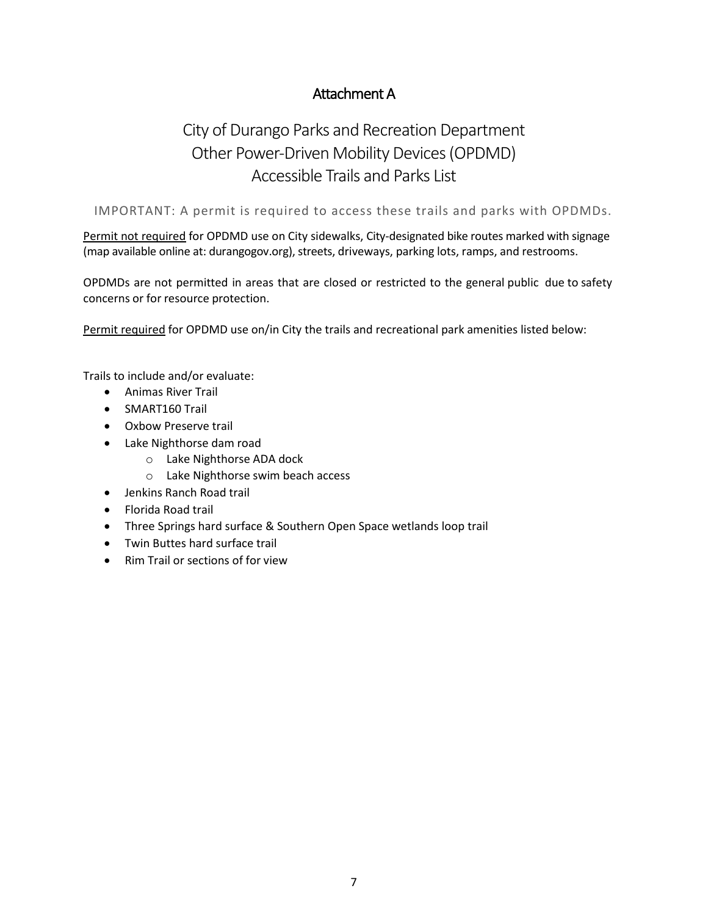## Attachment A

# City of Durango Parks and Recreation Department
# Other Power-Driven Mobility Devices (OPDMD)
# Accessible Trails and Parks List

IMPORTANT: A permit is required to access these trails and parks with OPDMDs.

<u>Permit not required</u> for OPDMD use on City sidewalks, City-designated bike routes marked with signage (map available online at: durangogov.org), streets, driveways, parking lots, ramps, and restrooms.

OPDMDs are not permitted in areas that are closed or restricted to the general public due to safety concerns or for resource protection.

<u>Permit required</u> for OPDMD use on/in City the trails and recreational park amenities listed below:

Trails to include and/or evaluate:

- Animas River Trail
- SMART160 Trail
- Oxbow Preserve trail
- Lake Nighthorse dam road
  - Lake Nighthorse ADA dock
  - Lake Nighthorse swim beach access
- Jenkins Ranch Road trail
- Florida Road trail
- Three Springs hard surface & Southern Open Space wetlands loop trail
- Twin Buttes hard surface trail
- Rim Trail or sections of for view